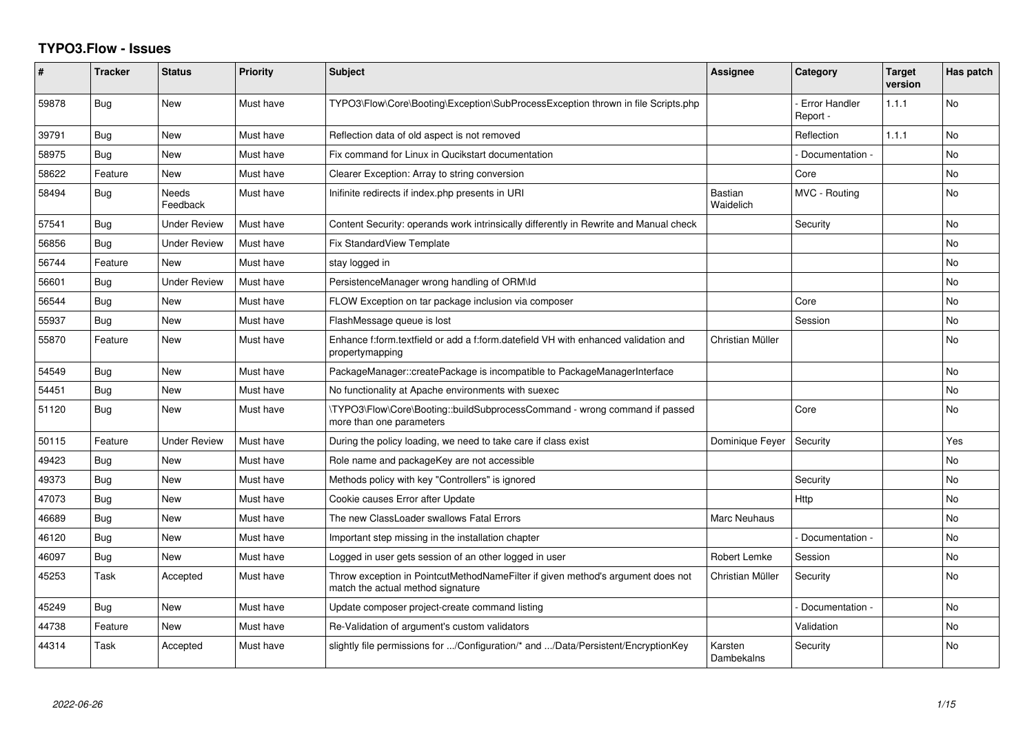# TYPO3.Flow - Issues

| # | Tracker | Status | Priority | Subject | Assignee | Category | Target version | Has patch |
|---|---|---|---|---|---|---|---|---|
| 59878 | Bug | New | Must have | TYPO3\Flow\Core\Booting\Exception\SubProcessException thrown in file Scripts.php | | - Error Handler Report - | 1.1.1 | No |
| 39791 | Bug | New | Must have | Reflection data of old aspect is not removed | | Reflection | 1.1.1 | No |
| 58975 | Bug | New | Must have | Fix command for Linux in Qucikstart documentation | | - Documentation - | | No |
| 58622 | Feature | New | Must have | Clearer Exception: Array to string conversion | | Core | | No |
| 58494 | Bug | Needs Feedback | Must have | Inifinite redirects if index.php presents in URI | Bastian Waidelich | MVC - Routing | | No |
| 57541 | Bug | Under Review | Must have | Content Security: operands work intrinsically differently in Rewrite and Manual check | | Security | | No |
| 56856 | Bug | Under Review | Must have | Fix StandardView Template | | | | No |
| 56744 | Feature | New | Must have | stay logged in | | | | No |
| 56601 | Bug | Under Review | Must have | PersistenceManager wrong handling of ORM\Id | | | | No |
| 56544 | Bug | New | Must have | FLOW Exception on tar package inclusion via composer | | Core | | No |
| 55937 | Bug | New | Must have | FlashMessage queue is lost | | Session | | No |
| 55870 | Feature | New | Must have | Enhance f:form.textfield or add a f:form.datefield VH with enhanced validation and propertymapping | Christian Müller | | | No |
| 54549 | Bug | New | Must have | PackageManager::createPackage is incompatible to PackageManagerInterface | | | | No |
| 54451 | Bug | New | Must have | No functionality at Apache environments with suexec | | | | No |
| 51120 | Bug | New | Must have | \TYPO3\Flow\Core\Booting::buildSubprocessCommand - wrong command if passed more than one parameters | | Core | | No |
| 50115 | Feature | Under Review | Must have | During the policy loading, we need to take care if class exist | Dominique Feyer | Security | | Yes |
| 49423 | Bug | New | Must have | Role name and packageKey are not accessible | | | | No |
| 49373 | Bug | New | Must have | Methods policy with key "Controllers" is ignored | | Security | | No |
| 47073 | Bug | New | Must have | Cookie causes Error after Update | | Http | | No |
| 46689 | Bug | New | Must have | The new ClassLoader swallows Fatal Errors | Marc Neuhaus | | | No |
| 46120 | Bug | New | Must have | Important step missing in the installation chapter | | - Documentation - | | No |
| 46097 | Bug | New | Must have | Logged in user gets session of an other logged in user | Robert Lemke | Session | | No |
| 45253 | Task | Accepted | Must have | Throw exception in PointcutMethodNameFilter if given method's argument does not match the actual method signature | Christian Müller | Security | | No |
| 45249 | Bug | New | Must have | Update composer project-create command listing | | - Documentation - | | No |
| 44738 | Feature | New | Must have | Re-Validation of argument's custom validators | | Validation | | No |
| 44314 | Task | Accepted | Must have | slightly file permissions for .../Configuration/* and .../Data/Persistent/EncryptionKey | Karsten Dambekalns | Security | | No |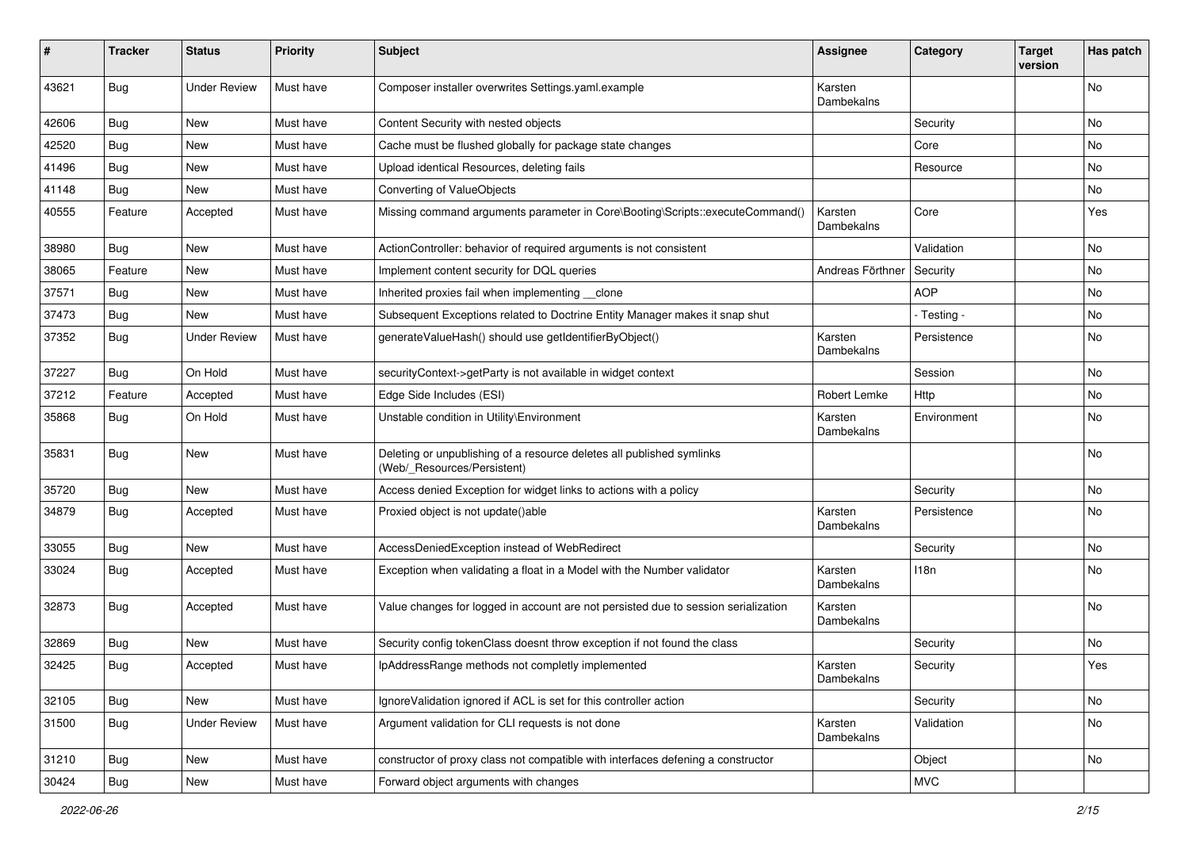| # | Tracker | Status | Priority | Subject | Assignee | Category | Target version | Has patch |
|---|---|---|---|---|---|---|---|---|
| 43621 | Bug | Under Review | Must have | Composer installer overwrites Settings.yaml.example | Karsten Dambekalns | | | No |
| 42606 | Bug | New | Must have | Content Security with nested objects | | Security | | No |
| 42520 | Bug | New | Must have | Cache must be flushed globally for package state changes | | Core | | No |
| 41496 | Bug | New | Must have | Upload identical Resources, deleting fails | | Resource | | No |
| 41148 | Bug | New | Must have | Converting of ValueObjects | | | | No |
| 40555 | Feature | Accepted | Must have | Missing command arguments parameter in Core\Booting\Scripts::executeCommand() | Karsten Dambekalns | Core | | Yes |
| 38980 | Bug | New | Must have | ActionController: behavior of required arguments is not consistent | | Validation | | No |
| 38065 | Feature | New | Must have | Implement content security for DQL queries | Andreas Förthner | Security | | No |
| 37571 | Bug | New | Must have | Inherited proxies fail when implementing __clone | | AOP | | No |
| 37473 | Bug | New | Must have | Subsequent Exceptions related to Doctrine Entity Manager makes it snap shut | | - Testing - | | No |
| 37352 | Bug | Under Review | Must have | generateValueHash() should use getIdentifierByObject() | Karsten Dambekalns | Persistence | | No |
| 37227 | Bug | On Hold | Must have | securityContext->getParty is not available in widget context | | Session | | No |
| 37212 | Feature | Accepted | Must have | Edge Side Includes (ESI) | Robert Lemke | Http | | No |
| 35868 | Bug | On Hold | Must have | Unstable condition in Utility\Environment | Karsten Dambekalns | Environment | | No |
| 35831 | Bug | New | Must have | Deleting or unpublishing of a resource deletes all published symlinks (Web/_Resources/Persistent) | | | | No |
| 35720 | Bug | New | Must have | Access denied Exception for widget links to actions with a policy | | Security | | No |
| 34879 | Bug | Accepted | Must have | Proxied object is not update()able | Karsten Dambekalns | Persistence | | No |
| 33055 | Bug | New | Must have | AccessDeniedException instead of WebRedirect | | Security | | No |
| 33024 | Bug | Accepted | Must have | Exception when validating a float in a Model with the Number validator | Karsten Dambekalns | I18n | | No |
| 32873 | Bug | Accepted | Must have | Value changes for logged in account are not persisted due to session serialization | Karsten Dambekalns | | | No |
| 32869 | Bug | New | Must have | Security config tokenClass doesnt throw exception if not found the class | | Security | | No |
| 32425 | Bug | Accepted | Must have | IpAddressRange methods not completly implemented | Karsten Dambekalns | Security | | Yes |
| 32105 | Bug | New | Must have | IgnoreValidation ignored if ACL is set for this controller action | | Security | | No |
| 31500 | Bug | Under Review | Must have | Argument validation for CLI requests is not done | Karsten Dambekalns | Validation | | No |
| 31210 | Bug | New | Must have | constructor of proxy class not compatible with interfaces defening a constructor | | Object | | No |
| 30424 | Bug | New | Must have | Forward object arguments with changes | | MVC | | |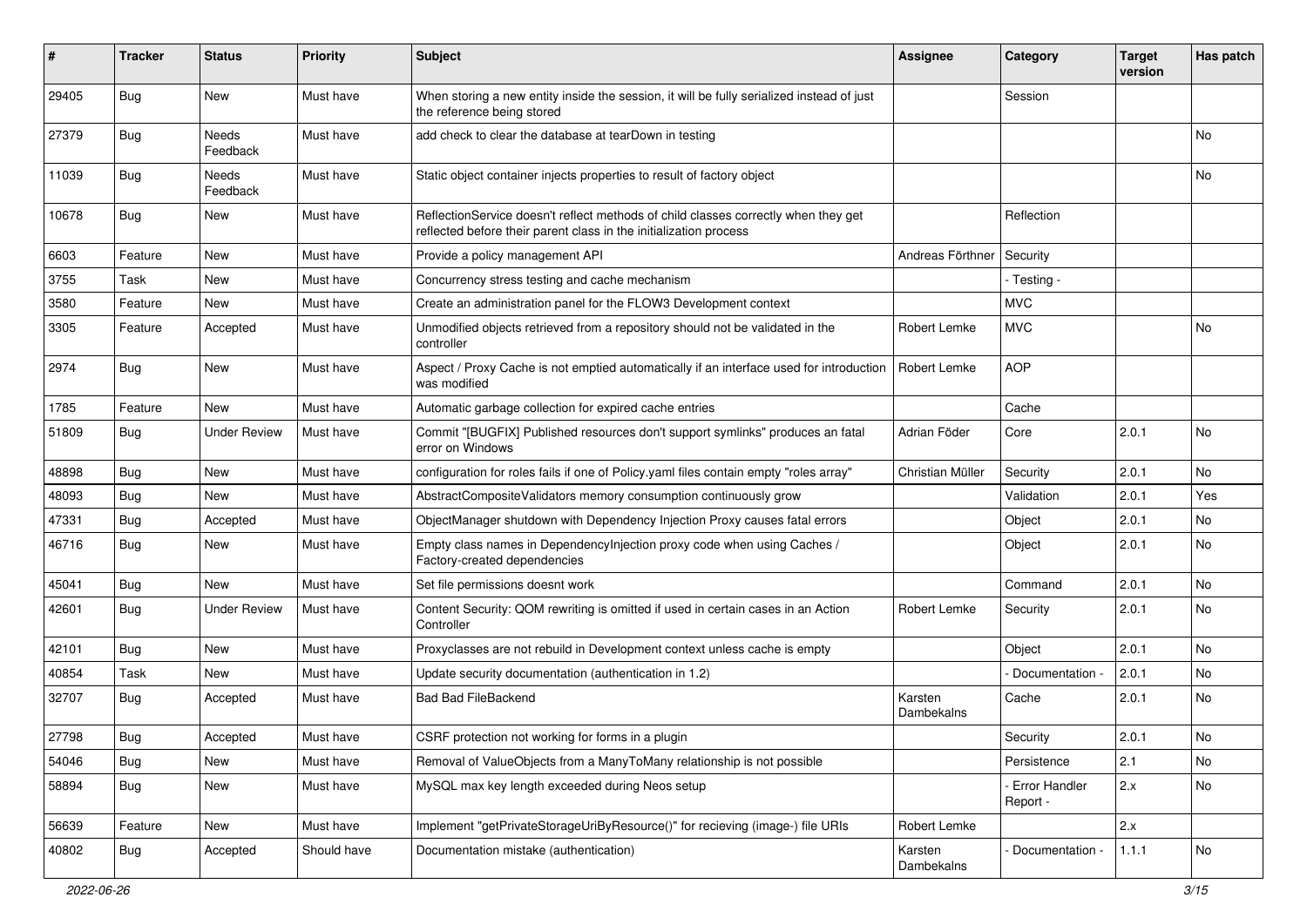| # | Tracker | Status | Priority | Subject | Assignee | Category | Target version | Has patch |
|---|---|---|---|---|---|---|---|---|
| 29405 | Bug | New | Must have | When storing a new entity inside the session, it will be fully serialized instead of just the reference being stored | | Session | | |
| 27379 | Bug | Needs Feedback | Must have | add check to clear the database at tearDown in testing | | | | No |
| 11039 | Bug | Needs Feedback | Must have | Static object container injects properties to result of factory object | | | | No |
| 10678 | Bug | New | Must have | ReflectionService doesn't reflect methods of child classes correctly when they get reflected before their parent class in the initialization process | | Reflection | | |
| 6603 | Feature | New | Must have | Provide a policy management API | Andreas Förthner | Security | | |
| 3755 | Task | New | Must have | Concurrency stress testing and cache mechanism | | - Testing - | | |
| 3580 | Feature | New | Must have | Create an administration panel for the FLOW3 Development context | | MVC | | |
| 3305 | Feature | Accepted | Must have | Unmodified objects retrieved from a repository should not be validated in the controller | Robert Lemke | MVC | | No |
| 2974 | Bug | New | Must have | Aspect / Proxy Cache is not emptied automatically if an interface used for introduction was modified | Robert Lemke | AOP | | |
| 1785 | Feature | New | Must have | Automatic garbage collection for expired cache entries | | Cache | | |
| 51809 | Bug | Under Review | Must have | Commit "[BUGFIX] Published resources don't support symlinks" produces an fatal error on Windows | Adrian Föder | Core | 2.0.1 | No |
| 48898 | Bug | New | Must have | configuration for roles fails if one of Policy.yaml files contain empty "roles array" | Christian Müller | Security | 2.0.1 | No |
| 48093 | Bug | New | Must have | AbstractCompositeValidators memory consumption continuously grow | | Validation | 2.0.1 | Yes |
| 47331 | Bug | Accepted | Must have | ObjectManager shutdown with Dependency Injection Proxy causes fatal errors | | Object | 2.0.1 | No |
| 46716 | Bug | New | Must have | Empty class names in DependencyInjection proxy code when using Caches / Factory-created dependencies | | Object | 2.0.1 | No |
| 45041 | Bug | New | Must have | Set file permissions doesnt work | | Command | 2.0.1 | No |
| 42601 | Bug | Under Review | Must have | Content Security: QOM rewriting is omitted if used in certain cases in an Action Controller | Robert Lemke | Security | 2.0.1 | No |
| 42101 | Bug | New | Must have | Proxyclasses are not rebuild in Development context unless cache is empty | | Object | 2.0.1 | No |
| 40854 | Task | New | Must have | Update security documentation (authentication in 1.2) | | - Documentation - | 2.0.1 | No |
| 32707 | Bug | Accepted | Must have | Bad Bad FileBackend | Karsten Dambekalns | Cache | 2.0.1 | No |
| 27798 | Bug | Accepted | Must have | CSRF protection not working for forms in a plugin | | Security | 2.0.1 | No |
| 54046 | Bug | New | Must have | Removal of ValueObjects from a ManyToMany relationship is not possible | | Persistence | 2.1 | No |
| 58894 | Bug | New | Must have | MySQL max key length exceeded during Neos setup | | - Error Handler Report - | 2.x | No |
| 56639 | Feature | New | Must have | Implement "getPrivateStorageUriByResource()" for recieving (image-) file URIs | Robert Lemke | | 2.x | |
| 40802 | Bug | Accepted | Should have | Documentation mistake (authentication) | Karsten Dambekalns | - Documentation - | 1.1.1 | No |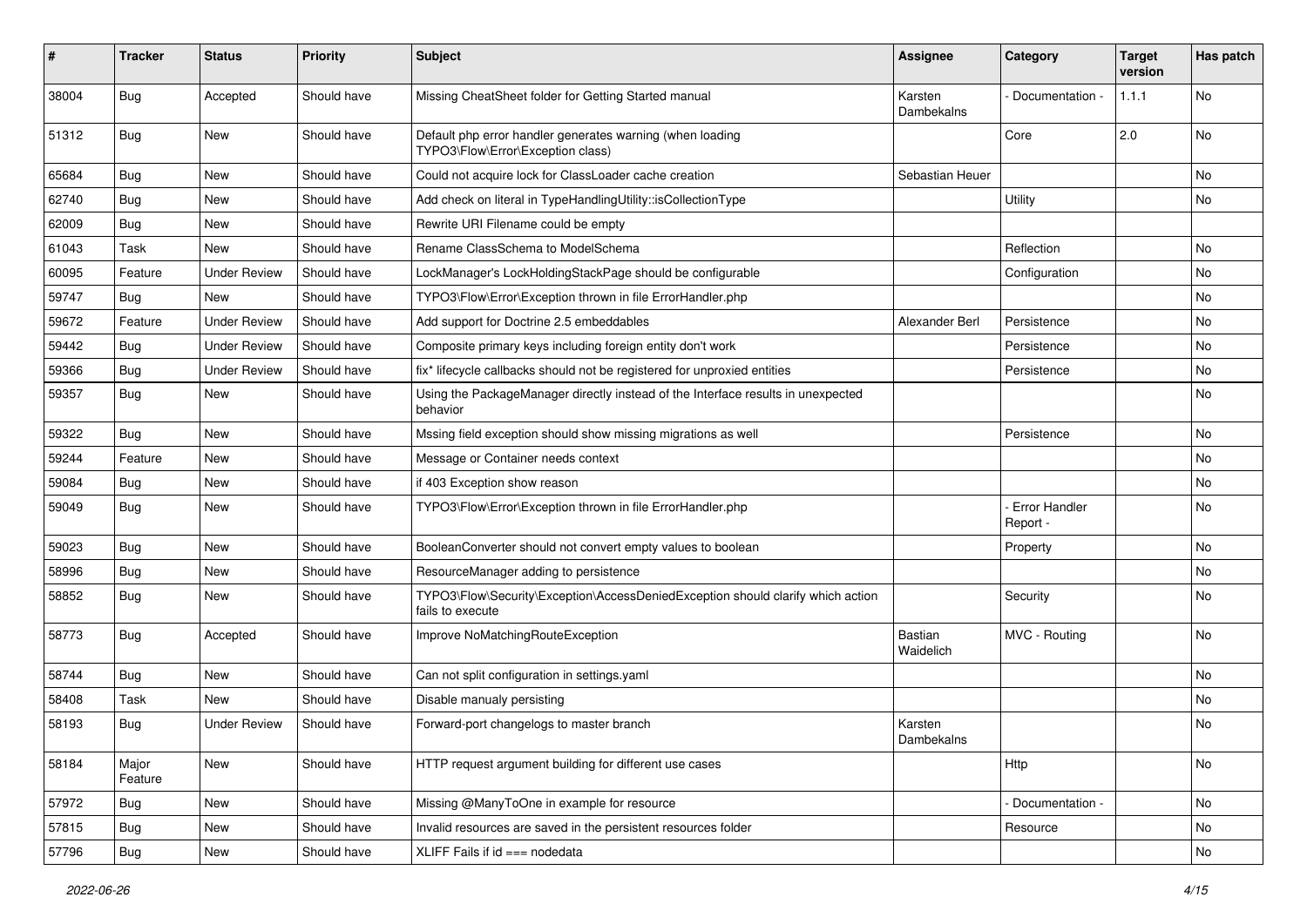| # | Tracker | Status | Priority | Subject | Assignee | Category | Target version | Has patch |
|---|---|---|---|---|---|---|---|---|
| 38004 | Bug | Accepted | Should have | Missing CheatSheet folder for Getting Started manual | Karsten Dambekalns | - Documentation - | 1.1.1 | No |
| 51312 | Bug | New | Should have | Default php error handler generates warning (when loading TYPO3\Flow\Error\Exception class) | | Core | 2.0 | No |
| 65684 | Bug | New | Should have | Could not acquire lock for ClassLoader cache creation | Sebastian Heuer | | | No |
| 62740 | Bug | New | Should have | Add check on literal in TypeHandlingUtility::isCollectionType | | Utility | | No |
| 62009 | Bug | New | Should have | Rewrite URI Filename could be empty | | | | |
| 61043 | Task | New | Should have | Rename ClassSchema to ModelSchema | | Reflection | | No |
| 60095 | Feature | Under Review | Should have | LockManager's LockHoldingStackPage should be configurable | | Configuration | | No |
| 59747 | Bug | New | Should have | TYPO3\Flow\Error\Exception thrown in file ErrorHandler.php | | | | No |
| 59672 | Feature | Under Review | Should have | Add support for Doctrine 2.5 embeddables | Alexander Berl | Persistence | | No |
| 59442 | Bug | Under Review | Should have | Composite primary keys including foreign entity don't work | | Persistence | | No |
| 59366 | Bug | Under Review | Should have | fix* lifecycle callbacks should not be registered for unproxied entities | | Persistence | | No |
| 59357 | Bug | New | Should have | Using the PackageManager directly instead of the Interface results in unexpected behavior | | | | No |
| 59322 | Bug | New | Should have | Mssing field exception should show missing migrations as well | | Persistence | | No |
| 59244 | Feature | New | Should have | Message or Container needs context | | | | No |
| 59084 | Bug | New | Should have | if 403 Exception show reason | | | | No |
| 59049 | Bug | New | Should have | TYPO3\Flow\Error\Exception thrown in file ErrorHandler.php | | - Error Handler Report - | | No |
| 59023 | Bug | New | Should have | BooleanConverter should not convert empty values to boolean | | Property | | No |
| 58996 | Bug | New | Should have | ResourceManager adding to persistence | | | | No |
| 58852 | Bug | New | Should have | TYPO3\Flow\Security\Exception\AccessDeniedException should clarify which action fails to execute | | Security | | No |
| 58773 | Bug | Accepted | Should have | Improve NoMatchingRouteException | Bastian Waidelich | MVC - Routing | | No |
| 58744 | Bug | New | Should have | Can not split configuration in settings.yaml | | | | No |
| 58408 | Task | New | Should have | Disable manualy persisting | | | | No |
| 58193 | Bug | Under Review | Should have | Forward-port changelogs to master branch | Karsten Dambekalns | | | No |
| 58184 | Major Feature | New | Should have | HTTP request argument building for different use cases | | Http | | No |
| 57972 | Bug | New | Should have | Missing @ManyToOne in example for resource | | - Documentation - | | No |
| 57815 | Bug | New | Should have | Invalid resources are saved in the persistent resources folder | | Resource | | No |
| 57796 | Bug | New | Should have | XLIFF Fails if id === nodedata | | | | No |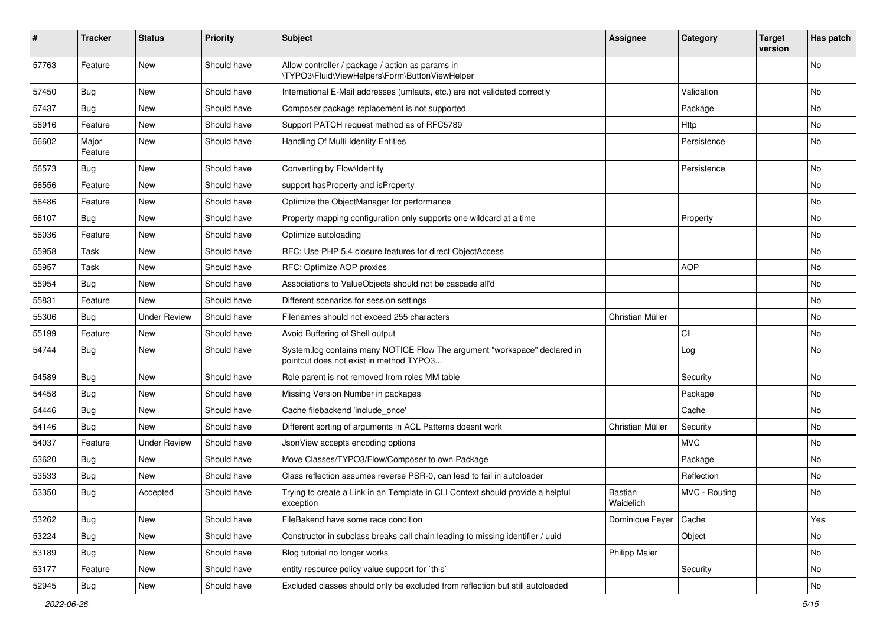| # | Tracker | Status | Priority | Subject | Assignee | Category | Target version | Has patch |
|---|---|---|---|---|---|---|---|---|
| 57763 | Feature | New | Should have | Allow controller / package / action as params in \TYPO3\Fluid\ViewHelpers\Form\ButtonViewHelper | | | | No |
| 57450 | Bug | New | Should have | International E-Mail addresses (umlauts, etc.) are not validated correctly | | Validation | | No |
| 57437 | Bug | New | Should have | Composer package replacement is not supported | | Package | | No |
| 56916 | Feature | New | Should have | Support PATCH request method as of RFC5789 | | Http | | No |
| 56602 | Major Feature | New | Should have | Handling Of Multi Identity Entities | | Persistence | | No |
| 56573 | Bug | New | Should have | Converting by Flow\Identity | | Persistence | | No |
| 56556 | Feature | New | Should have | support hasProperty and isProperty | | | | No |
| 56486 | Feature | New | Should have | Optimize the ObjectManager for performance | | | | No |
| 56107 | Bug | New | Should have | Property mapping configuration only supports one wildcard at a time | | Property | | No |
| 56036 | Feature | New | Should have | Optimize autoloading | | | | No |
| 55958 | Task | New | Should have | RFC: Use PHP 5.4 closure features for direct ObjectAccess | | | | No |
| 55957 | Task | New | Should have | RFC: Optimize AOP proxies | | AOP | | No |
| 55954 | Bug | New | Should have | Associations to ValueObjects should not be cascade all'd | | | | No |
| 55831 | Feature | New | Should have | Different scenarios for session settings | | | | No |
| 55306 | Bug | Under Review | Should have | Filenames should not exceed 255 characters | Christian Müller | | | No |
| 55199 | Feature | New | Should have | Avoid Buffering of Shell output | | Cli | | No |
| 54744 | Bug | New | Should have | System.log contains many NOTICE Flow The argument "workspace" declared in pointcut does not exist in method TYPO3... | | Log | | No |
| 54589 | Bug | New | Should have | Role parent is not removed from roles MM table | | Security | | No |
| 54458 | Bug | New | Should have | Missing Version Number in packages | | Package | | No |
| 54446 | Bug | New | Should have | Cache filebackend 'include_once' | | Cache | | No |
| 54146 | Bug | New | Should have | Different sorting of arguments in ACL Patterns doesnt work | Christian Müller | Security | | No |
| 54037 | Feature | Under Review | Should have | JsonView accepts encoding options | | MVC | | No |
| 53620 | Bug | New | Should have | Move Classes/TYPO3/Flow/Composer to own Package | | Package | | No |
| 53533 | Bug | New | Should have | Class reflection assumes reverse PSR-0, can lead to fail in autoloader | | Reflection | | No |
| 53350 | Bug | Accepted | Should have | Trying to create a Link in an Template in CLI Context should provide a helpful exception | Bastian Waidelich | MVC - Routing | | No |
| 53262 | Bug | New | Should have | FileBakend have some race condition | Dominique Feyer | Cache | | Yes |
| 53224 | Bug | New | Should have | Constructor in subclass breaks call chain leading to missing identifier / uuid | | Object | | No |
| 53189 | Bug | New | Should have | Blog tutorial no longer works | Philipp Maier | | | No |
| 53177 | Feature | New | Should have | entity resource policy value support for `this` | | Security | | No |
| 52945 | Bug | New | Should have | Excluded classes should only be excluded from reflection but still autoloaded | | | | No |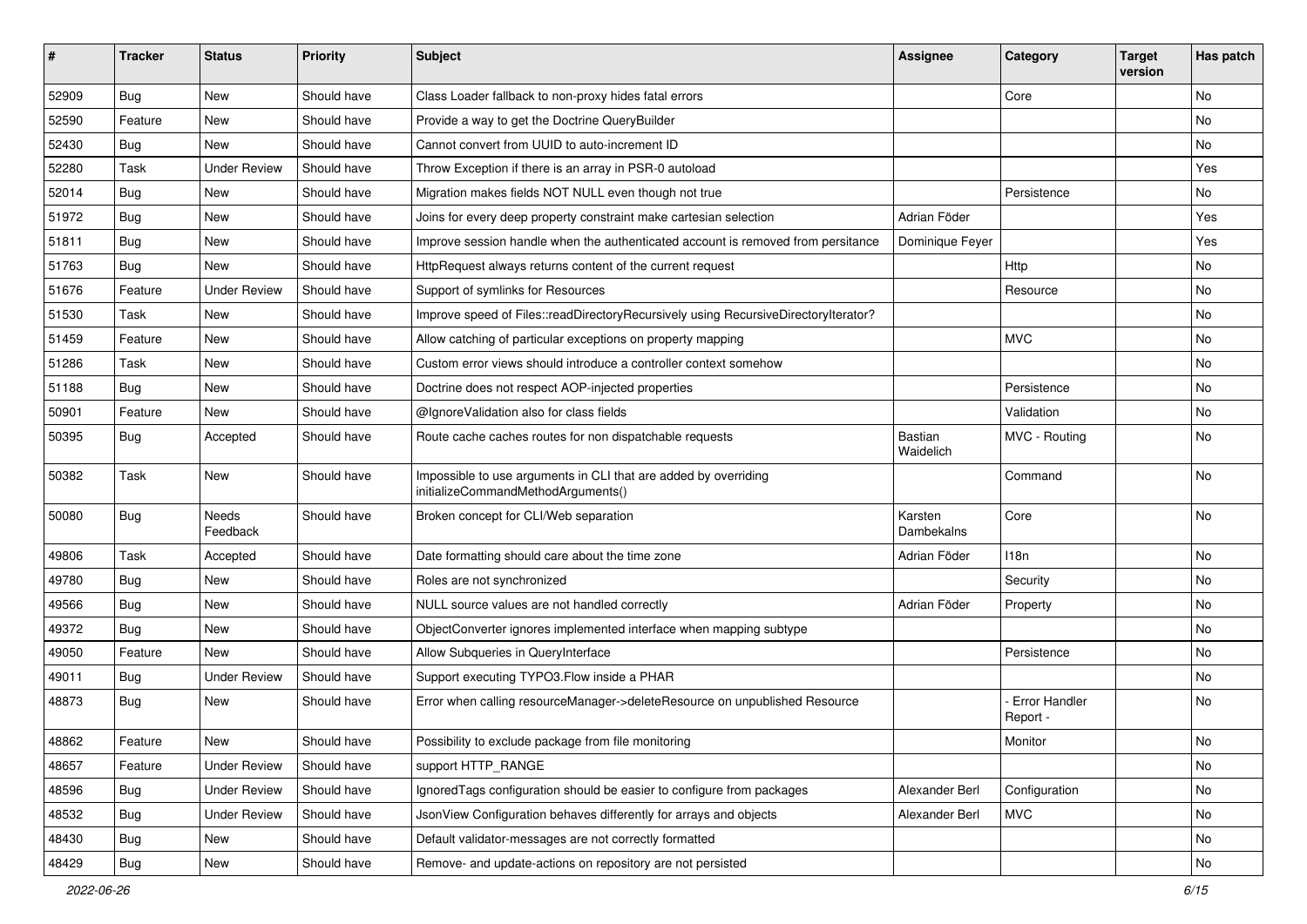| # | Tracker | Status | Priority | Subject | Assignee | Category | Target version | Has patch |
|---|---|---|---|---|---|---|---|---|
| 52909 | Bug | New | Should have | Class Loader fallback to non-proxy hides fatal errors | | Core | | No |
| 52590 | Feature | New | Should have | Provide a way to get the Doctrine QueryBuilder | | | | No |
| 52430 | Bug | New | Should have | Cannot convert from UUID to auto-increment ID | | | | No |
| 52280 | Task | Under Review | Should have | Throw Exception if there is an array in PSR-0 autoload | | | | Yes |
| 52014 | Bug | New | Should have | Migration makes fields NOT NULL even though not true | | Persistence | | No |
| 51972 | Bug | New | Should have | Joins for every deep property constraint make cartesian selection | Adrian Föder | | | Yes |
| 51811 | Bug | New | Should have | Improve session handle when the authenticated account is removed from persitance | Dominique Feyer | | | Yes |
| 51763 | Bug | New | Should have | HttpRequest always returns content of the current request | | Http | | No |
| 51676 | Feature | Under Review | Should have | Support of symlinks for Resources | | Resource | | No |
| 51530 | Task | New | Should have | Improve speed of Files::readDirectoryRecursively using RecursiveDirectoryIterator? | | | | No |
| 51459 | Feature | New | Should have | Allow catching of particular exceptions on property mapping | | MVC | | No |
| 51286 | Task | New | Should have | Custom error views should introduce a controller context somehow | | | | No |
| 51188 | Bug | New | Should have | Doctrine does not respect AOP-injected properties | | Persistence | | No |
| 50901 | Feature | New | Should have | @IgnoreValidation also for class fields | | Validation | | No |
| 50395 | Bug | Accepted | Should have | Route cache caches routes for non dispatchable requests | Bastian Waidelich | MVC - Routing | | No |
| 50382 | Task | New | Should have | Impossible to use arguments in CLI that are added by overriding initializeCommandMethodArguments() | | Command | | No |
| 50080 | Bug | Needs Feedback | Should have | Broken concept for CLI/Web separation | Karsten Dambekalns | Core | | No |
| 49806 | Task | Accepted | Should have | Date formatting should care about the time zone | Adrian Föder | I18n | | No |
| 49780 | Bug | New | Should have | Roles are not synchronized | | Security | | No |
| 49566 | Bug | New | Should have | NULL source values are not handled correctly | Adrian Föder | Property | | No |
| 49372 | Bug | New | Should have | ObjectConverter ignores implemented interface when mapping subtype | | | | No |
| 49050 | Feature | New | Should have | Allow Subqueries in QueryInterface | | Persistence | | No |
| 49011 | Bug | Under Review | Should have | Support executing TYPO3.Flow inside a PHAR | | | | No |
| 48873 | Bug | New | Should have | Error when calling resourceManager->deleteResource on unpublished Resource | | - Error Handler Report - | | No |
| 48862 | Feature | New | Should have | Possibility to exclude package from file monitoring | | Monitor | | No |
| 48657 | Feature | Under Review | Should have | support HTTP_RANGE | | | | No |
| 48596 | Bug | Under Review | Should have | IgnoredTags configuration should be easier to configure from packages | Alexander Berl | Configuration | | No |
| 48532 | Bug | Under Review | Should have | JsonView Configuration behaves differently for arrays and objects | Alexander Berl | MVC | | No |
| 48430 | Bug | New | Should have | Default validator-messages are not correctly formatted | | | | No |
| 48429 | Bug | New | Should have | Remove- and update-actions on repository are not persisted | | | | No |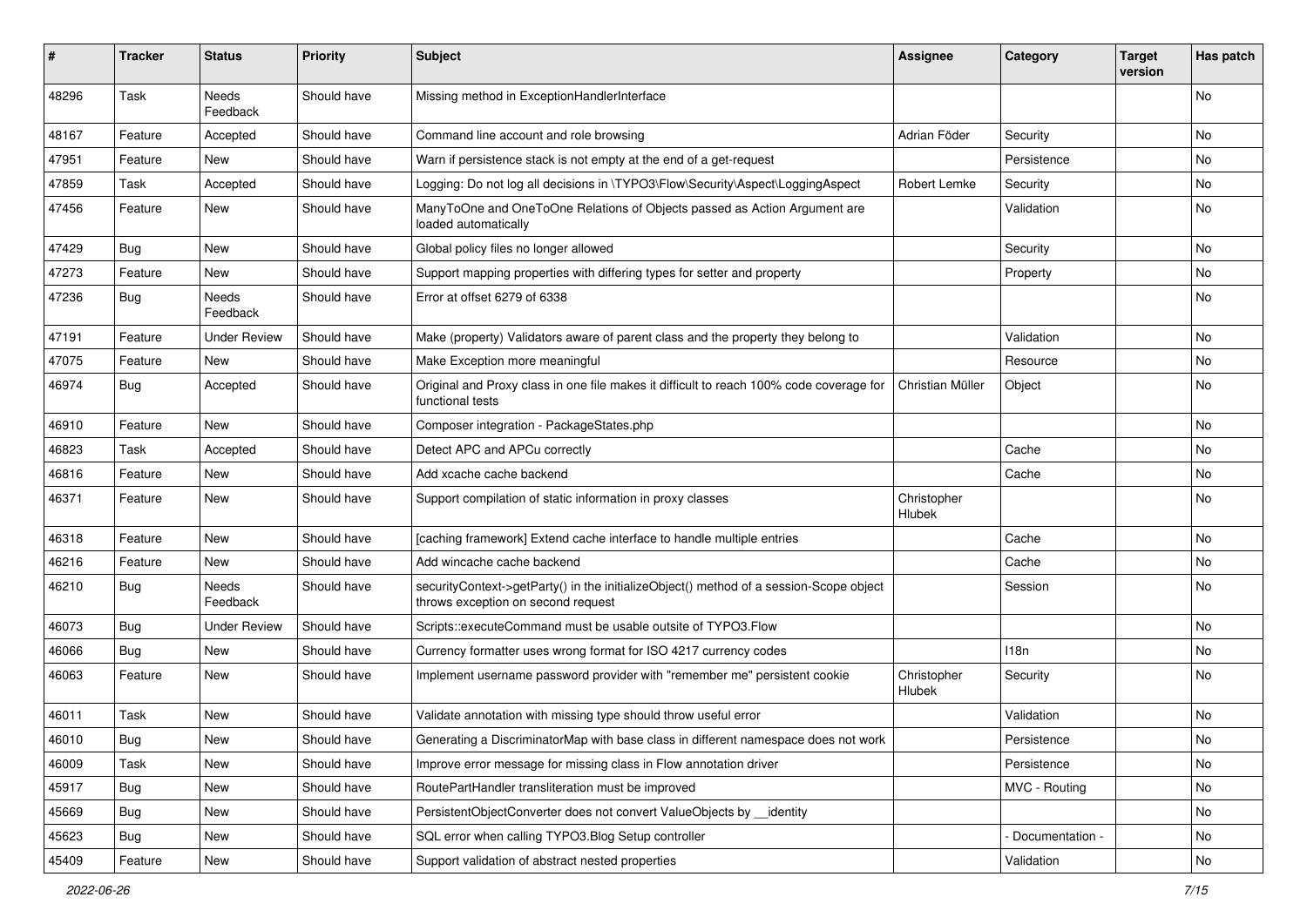| # | Tracker | Status | Priority | Subject | Assignee | Category | Target version | Has patch |
|---|---|---|---|---|---|---|---|---|
| 48296 | Task | Needs Feedback | Should have | Missing method in ExceptionHandlerInterface | | | | No |
| 48167 | Feature | Accepted | Should have | Command line account and role browsing | Adrian Föder | Security | | No |
| 47951 | Feature | New | Should have | Warn if persistence stack is not empty at the end of a get-request | | Persistence | | No |
| 47859 | Task | Accepted | Should have | Logging: Do not log all decisions in \TYPO3\Flow\Security\Aspect\LoggingAspect | Robert Lemke | Security | | No |
| 47456 | Feature | New | Should have | ManyToOne and OneToOne Relations of Objects passed as Action Argument are loaded automatically | | Validation | | No |
| 47429 | Bug | New | Should have | Global policy files no longer allowed | | Security | | No |
| 47273 | Feature | New | Should have | Support mapping properties with differing types for setter and property | | Property | | No |
| 47236 | Bug | Needs Feedback | Should have | Error at offset 6279 of 6338 | | | | No |
| 47191 | Feature | Under Review | Should have | Make (property) Validators aware of parent class and the property they belong to | | Validation | | No |
| 47075 | Feature | New | Should have | Make Exception more meaningful | | Resource | | No |
| 46974 | Bug | Accepted | Should have | Original and Proxy class in one file makes it difficult to reach 100% code coverage for functional tests | Christian Müller | Object | | No |
| 46910 | Feature | New | Should have | Composer integration - PackageStates.php | | | | No |
| 46823 | Task | Accepted | Should have | Detect APC and APCu correctly | | Cache | | No |
| 46816 | Feature | New | Should have | Add xcache cache backend | | Cache | | No |
| 46371 | Feature | New | Should have | Support compilation of static information in proxy classes | Christopher Hlubek | | | No |
| 46318 | Feature | New | Should have | [caching framework] Extend cache interface to handle multiple entries | | Cache | | No |
| 46216 | Feature | New | Should have | Add wincache cache backend | | Cache | | No |
| 46210 | Bug | Needs Feedback | Should have | securityContext->getParty() in the initializeObject() method of a session-Scope object throws exception on second request | | Session | | No |
| 46073 | Bug | Under Review | Should have | Scripts::executeCommand must be usable outsite of TYPO3.Flow | | | | No |
| 46066 | Bug | New | Should have | Currency formatter uses wrong format for ISO 4217 currency codes | | I18n | | No |
| 46063 | Feature | New | Should have | Implement username password provider with "remember me" persistent cookie | Christopher Hlubek | Security | | No |
| 46011 | Task | New | Should have | Validate annotation with missing type should throw useful error | | Validation | | No |
| 46010 | Bug | New | Should have | Generating a DiscriminatorMap with base class in different namespace does not work | | Persistence | | No |
| 46009 | Task | New | Should have | Improve error message for missing class in Flow annotation driver | | Persistence | | No |
| 45917 | Bug | New | Should have | RoutePartHandler transliteration must be improved | | MVC - Routing | | No |
| 45669 | Bug | New | Should have | PersistentObjectConverter does not convert ValueObjects by __identity | | | | No |
| 45623 | Bug | New | Should have | SQL error when calling TYPO3.Blog Setup controller | | - Documentation - | | No |
| 45409 | Feature | New | Should have | Support validation of abstract nested properties | | Validation | | No |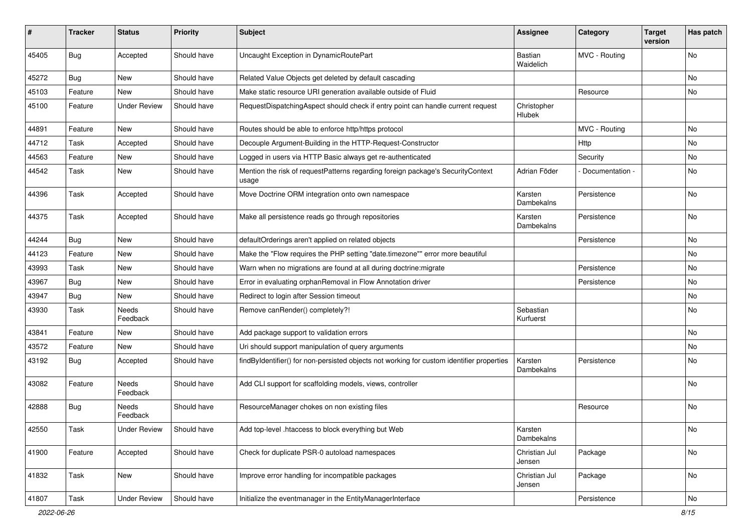| # | Tracker | Status | Priority | Subject | Assignee | Category | Target version | Has patch |
|---|---|---|---|---|---|---|---|---|
| 45405 | Bug | Accepted | Should have | Uncaught Exception in DynamicRoutePart | Bastian Waidelich | MVC - Routing | | No |
| 45272 | Bug | New | Should have | Related Value Objects get deleted by default cascading | | | | No |
| 45103 | Feature | New | Should have | Make static resource URI generation available outside of Fluid | | Resource | | No |
| 45100 | Feature | Under Review | Should have | RequestDispatchingAspect should check if entry point can handle current request | Christopher Hlubek | | | |
| 44891 | Feature | New | Should have | Routes should be able to enforce http/https protocol | | MVC - Routing | | No |
| 44712 | Task | Accepted | Should have | Decouple Argument-Building in the HTTP-Request-Constructor | | Http | | No |
| 44563 | Feature | New | Should have | Logged in users via HTTP Basic always get re-authenticated | | Security | | No |
| 44542 | Task | New | Should have | Mention the risk of requestPatterns regarding foreign package's SecurityContext usage | Adrian Föder | - Documentation - | | No |
| 44396 | Task | Accepted | Should have | Move Doctrine ORM integration onto own namespace | Karsten Dambekalns | Persistence | | No |
| 44375 | Task | Accepted | Should have | Make all persistence reads go through repositories | Karsten Dambekalns | Persistence | | No |
| 44244 | Bug | New | Should have | defaultOrderings aren't applied on related objects | | Persistence | | No |
| 44123 | Feature | New | Should have | Make the "Flow requires the PHP setting "date.timezone"" error more beautiful | | | | No |
| 43993 | Task | New | Should have | Warn when no migrations are found at all during doctrine:migrate | | Persistence | | No |
| 43967 | Bug | New | Should have | Error in evaluating orphanRemoval in Flow Annotation driver | | Persistence | | No |
| 43947 | Bug | New | Should have | Redirect to login after Session timeout | | | | No |
| 43930 | Task | Needs Feedback | Should have | Remove canRender() completely?! | Sebastian Kurfuerst | | | No |
| 43841 | Feature | New | Should have | Add package support to validation errors | | | | No |
| 43572 | Feature | New | Should have | Uri should support manipulation of query arguments | | | | No |
| 43192 | Bug | Accepted | Should have | findByIdentifier() for non-persisted objects not working for custom identifier properties | Karsten Dambekalns | Persistence | | No |
| 43082 | Feature | Needs Feedback | Should have | Add CLI support for scaffolding models, views, controller | | | | No |
| 42888 | Bug | Needs Feedback | Should have | ResourceManager chokes on non existing files | | Resource | | No |
| 42550 | Task | Under Review | Should have | Add top-level .htaccess to block everything but Web | Karsten Dambekalns | | | No |
| 41900 | Feature | Accepted | Should have | Check for duplicate PSR-0 autoload namespaces | Christian Jul Jensen | Package | | No |
| 41832 | Task | New | Should have | Improve error handling for incompatible packages | Christian Jul Jensen | Package | | No |
| 41807 | Task | Under Review | Should have | Initialize the eventmanager in the EntityManagerInterface | | Persistence | | No |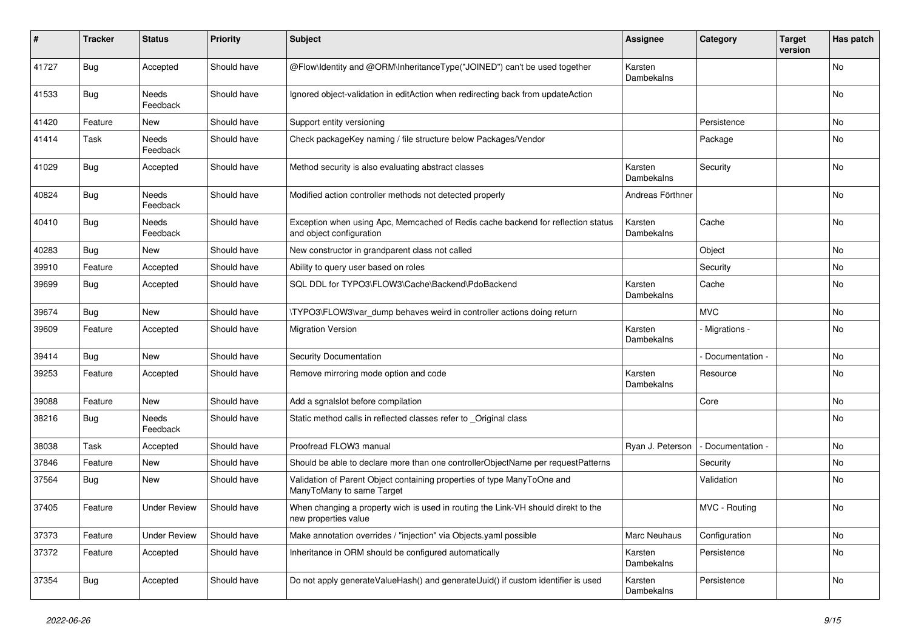| # | Tracker | Status | Priority | Subject | Assignee | Category | Target version | Has patch |
|---|---|---|---|---|---|---|---|---|
| 41727 | Bug | Accepted | Should have | @Flow\Identity and @ORM\InheritanceType("JOINED") can't be used together | Karsten Dambekalns | | | No |
| 41533 | Bug | Needs Feedback | Should have | Ignored object-validation in editAction when redirecting back from updateAction | | | | No |
| 41420 | Feature | New | Should have | Support entity versioning | | Persistence | | No |
| 41414 | Task | Needs Feedback | Should have | Check packageKey naming / file structure below Packages/Vendor | | Package | | No |
| 41029 | Bug | Accepted | Should have | Method security is also evaluating abstract classes | Karsten Dambekalns | Security | | No |
| 40824 | Bug | Needs Feedback | Should have | Modified action controller methods not detected properly | Andreas Förthner | | | No |
| 40410 | Bug | Needs Feedback | Should have | Exception when using Apc, Memcached of Redis cache backend for reflection status and object configuration | Karsten Dambekalns | Cache | | No |
| 40283 | Bug | New | Should have | New constructor in grandparent class not called | | Object | | No |
| 39910 | Feature | Accepted | Should have | Ability to query user based on roles | | Security | | No |
| 39699 | Bug | Accepted | Should have | SQL DDL for TYPO3\FLOW3\Cache\Backend\PdoBackend | Karsten Dambekalns | Cache | | No |
| 39674 | Bug | New | Should have | \TYPO3\FLOW3\var_dump behaves weird in controller actions doing return | | MVC | | No |
| 39609 | Feature | Accepted | Should have | Migration Version | Karsten Dambekalns | - Migrations - | | No |
| 39414 | Bug | New | Should have | Security Documentation | | - Documentation - | | No |
| 39253 | Feature | Accepted | Should have | Remove mirroring mode option and code | Karsten Dambekalns | Resource | | No |
| 39088 | Feature | New | Should have | Add a sgnalslot before compilation | | Core | | No |
| 38216 | Bug | Needs Feedback | Should have | Static method calls in reflected classes refer to _Original class | | | | No |
| 38038 | Task | Accepted | Should have | Proofread FLOW3 manual | Ryan J. Peterson | - Documentation - | | No |
| 37846 | Feature | New | Should have | Should be able to declare more than one controllerObjectName per requestPatterns | | Security | | No |
| 37564 | Bug | New | Should have | Validation of Parent Object containing properties of type ManyToOne and ManyToMany to same Target | | Validation | | No |
| 37405 | Feature | Under Review | Should have | When changing a property wich is used in routing the Link-VH should direkt to the new properties value | | MVC - Routing | | No |
| 37373 | Feature | Under Review | Should have | Make annotation overrides / "injection" via Objects.yaml possible | Marc Neuhaus | Configuration | | No |
| 37372 | Feature | Accepted | Should have | Inheritance in ORM should be configured automatically | Karsten Dambekalns | Persistence | | No |
| 37354 | Bug | Accepted | Should have | Do not apply generateValueHash() and generateUuid() if custom identifier is used | Karsten Dambekalns | Persistence | | No |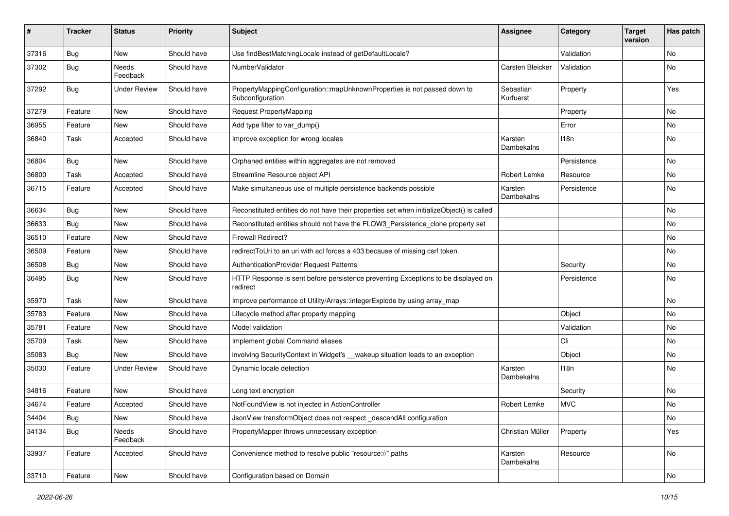| # | Tracker | Status | Priority | Subject | Assignee | Category | Target version | Has patch |
|---|---|---|---|---|---|---|---|---|
| 37316 | Bug | New | Should have | Use findBestMatchingLocale instead of getDefaultLocale? | | Validation | | No |
| 37302 | Bug | Needs Feedback | Should have | NumberValidator | Carsten Bleicker | Validation | | No |
| 37292 | Bug | Under Review | Should have | PropertyMappingConfiguration::mapUnknownProperties is not passed down to Subconfiguration | Sebastian Kurfuerst | Property | | Yes |
| 37279 | Feature | New | Should have | Request PropertyMapping | | Property | | No |
| 36955 | Feature | New | Should have | Add type filter to var_dump() | | Error | | No |
| 36840 | Task | Accepted | Should have | Improve exception for wrong locales | Karsten Dambekalns | I18n | | No |
| 36804 | Bug | New | Should have | Orphaned entities within aggregates are not removed | | Persistence | | No |
| 36800 | Task | Accepted | Should have | Streamline Resource object API | Robert Lemke | Resource | | No |
| 36715 | Feature | Accepted | Should have | Make simultaneous use of multiple persistence backends possible | Karsten Dambekalns | Persistence | | No |
| 36634 | Bug | New | Should have | Reconstituted entities do not have their properties set when initializeObject() is called | | | | No |
| 36633 | Bug | New | Should have | Reconstituted entities should not have the FLOW3_Persistence_clone property set | | | | No |
| 36510 | Feature | New | Should have | Firewall Redirect? | | | | No |
| 36509 | Feature | New | Should have | redirectToUri to an uri with acl forces a 403 because of missing csrf token. | | | | No |
| 36508 | Bug | New | Should have | AuthenticationProvider Request Patterns | | Security | | No |
| 36495 | Bug | New | Should have | HTTP Response is sent before persistence preventing Exceptions to be displayed on redirect | | Persistence | | No |
| 35970 | Task | New | Should have | Improve performance of Utility/Arrays::integerExplode by using array_map | | | | No |
| 35783 | Feature | New | Should have | Lifecycle method after property mapping | | Object | | No |
| 35781 | Feature | New | Should have | Model validation | | Validation | | No |
| 35709 | Task | New | Should have | Implement global Command aliases | | Cli | | No |
| 35083 | Bug | New | Should have | involving SecurityContext in Widget's __wakeup situation leads to an exception | | Object | | No |
| 35030 | Feature | Under Review | Should have | Dynamic locale detection | Karsten Dambekalns | I18n | | No |
| 34816 | Feature | New | Should have | Long text encryption | | Security | | No |
| 34674 | Feature | Accepted | Should have | NotFoundView is not injected in ActionController | Robert Lemke | MVC | | No |
| 34404 | Bug | New | Should have | JsonView transformObject does not respect _descendAll configuration | | | | No |
| 34134 | Bug | Needs Feedback | Should have | PropertyMapper throws unnecessary exception | Christian Müller | Property | | Yes |
| 33937 | Feature | Accepted | Should have | Convenience method to resolve public "resource://" paths | Karsten Dambekalns | Resource | | No |
| 33710 | Feature | New | Should have | Configuration based on Domain | | | | No |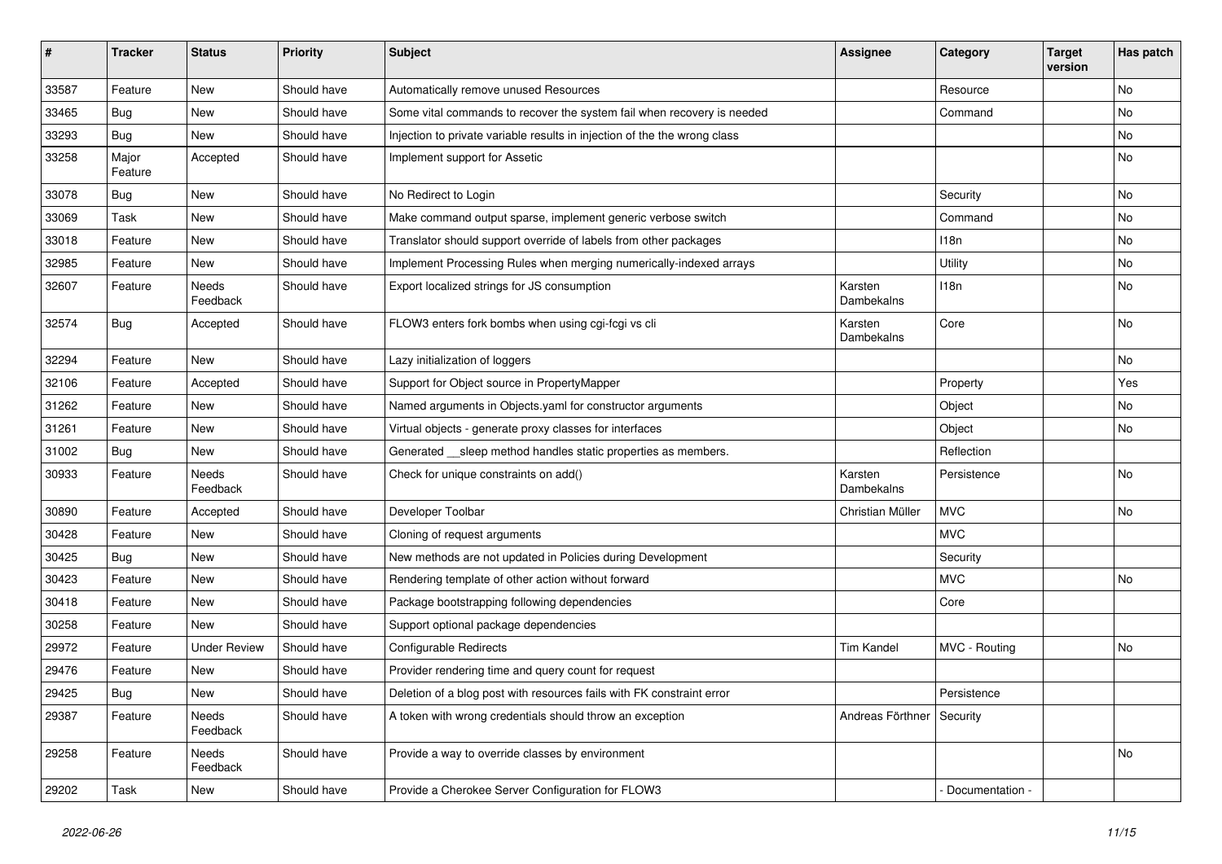| # | Tracker | Status | Priority | Subject | Assignee | Category | Target version | Has patch |
|---|---|---|---|---|---|---|---|---|
| 33587 | Feature | New | Should have | Automatically remove unused Resources | | Resource | | No |
| 33465 | Bug | New | Should have | Some vital commands to recover the system fail when recovery is needed | | Command | | No |
| 33293 | Bug | New | Should have | Injection to private variable results in injection of the the wrong class | | | | No |
| 33258 | Major Feature | Accepted | Should have | Implement support for Assetic | | | | No |
| 33078 | Bug | New | Should have | No Redirect to Login | | Security | | No |
| 33069 | Task | New | Should have | Make command output sparse, implement generic verbose switch | | Command | | No |
| 33018 | Feature | New | Should have | Translator should support override of labels from other packages | | I18n | | No |
| 32985 | Feature | New | Should have | Implement Processing Rules when merging numerically-indexed arrays | | Utility | | No |
| 32607 | Feature | Needs Feedback | Should have | Export localized strings for JS consumption | Karsten Dambekalns | I18n | | No |
| 32574 | Bug | Accepted | Should have | FLOW3 enters fork bombs when using cgi-fcgi vs cli | Karsten Dambekalns | Core | | No |
| 32294 | Feature | New | Should have | Lazy initialization of loggers | | | | No |
| 32106 | Feature | Accepted | Should have | Support for Object source in PropertyMapper | | Property | | Yes |
| 31262 | Feature | New | Should have | Named arguments in Objects.yaml for constructor arguments | | Object | | No |
| 31261 | Feature | New | Should have | Virtual objects - generate proxy classes for interfaces | | Object | | No |
| 31002 | Bug | New | Should have | Generated __sleep method handles static properties as members. | | Reflection | | |
| 30933 | Feature | Needs Feedback | Should have | Check for unique constraints on add() | Karsten Dambekalns | Persistence | | No |
| 30890 | Feature | Accepted | Should have | Developer Toolbar | Christian Müller | MVC | | No |
| 30428 | Feature | New | Should have | Cloning of request arguments | | MVC | | |
| 30425 | Bug | New | Should have | New methods are not updated in Policies during Development | | Security | | |
| 30423 | Feature | New | Should have | Rendering template of other action without forward | | MVC | | No |
| 30418 | Feature | New | Should have | Package bootstrapping following dependencies | | Core | | |
| 30258 | Feature | New | Should have | Support optional package dependencies | | | | |
| 29972 | Feature | Under Review | Should have | Configurable Redirects | Tim Kandel | MVC - Routing | | No |
| 29476 | Feature | New | Should have | Provider rendering time and query count for request | | | | |
| 29425 | Bug | New | Should have | Deletion of a blog post with resources fails with FK constraint error | | Persistence | | |
| 29387 | Feature | Needs Feedback | Should have | A token with wrong credentials should throw an exception | Andreas Förthner | Security | | |
| 29258 | Feature | Needs Feedback | Should have | Provide a way to override classes by environment | | | | No |
| 29202 | Task | New | Should have | Provide a Cherokee Server Configuration for FLOW3 | | - Documentation - | | |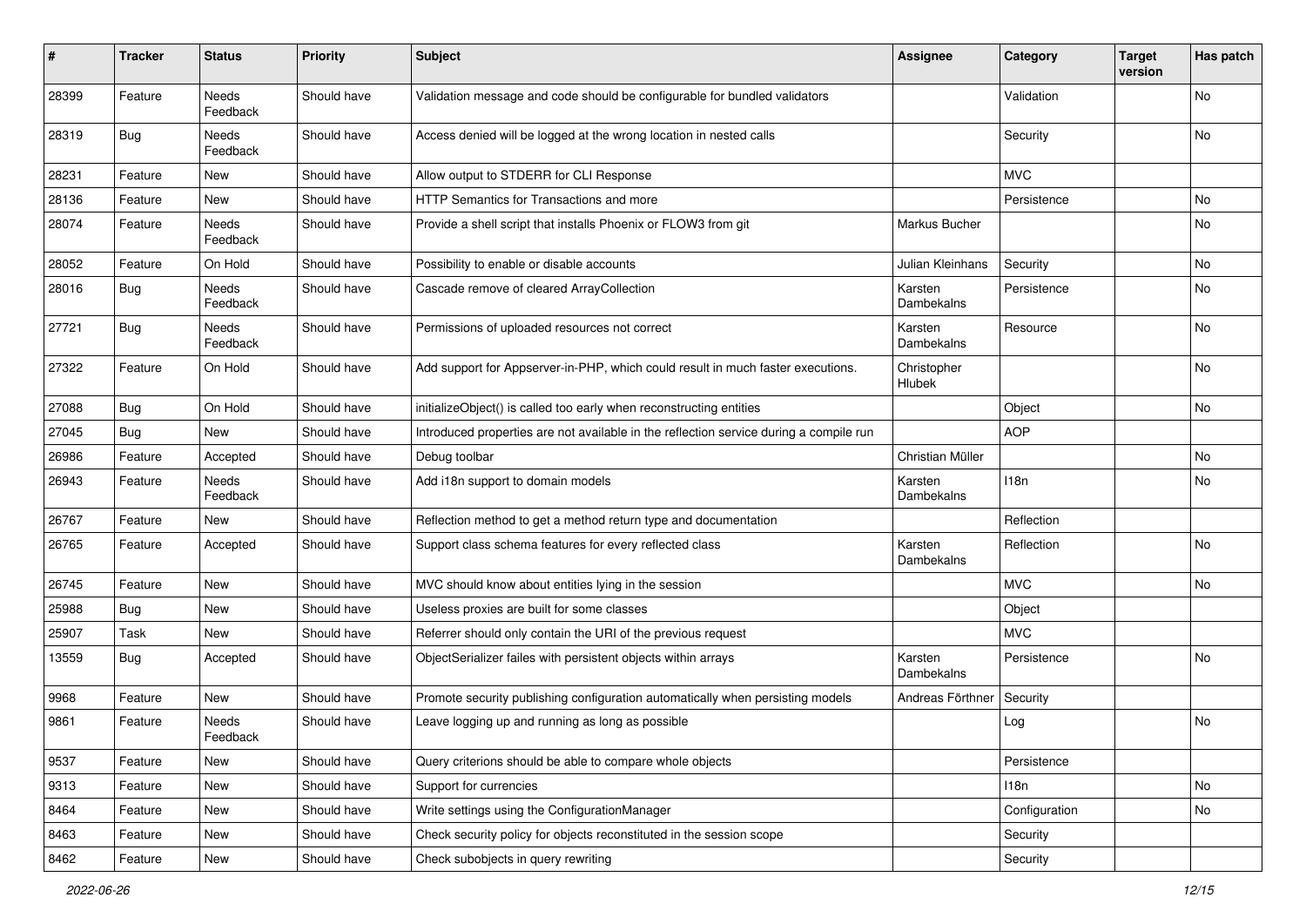| # | Tracker | Status | Priority | Subject | Assignee | Category | Target version | Has patch |
|---|---|---|---|---|---|---|---|---|
| 28399 | Feature | Needs Feedback | Should have | Validation message and code should be configurable for bundled validators | | Validation | | No |
| 28319 | Bug | Needs Feedback | Should have | Access denied will be logged at the wrong location in nested calls | | Security | | No |
| 28231 | Feature | New | Should have | Allow output to STDERR for CLI Response | | MVC | | |
| 28136 | Feature | New | Should have | HTTP Semantics for Transactions and more | | Persistence | | No |
| 28074 | Feature | Needs Feedback | Should have | Provide a shell script that installs Phoenix or FLOW3 from git | Markus Bucher | | | No |
| 28052 | Feature | On Hold | Should have | Possibility to enable or disable accounts | Julian Kleinhans | Security | | No |
| 28016 | Bug | Needs Feedback | Should have | Cascade remove of cleared ArrayCollection | Karsten Dambekalns | Persistence | | No |
| 27721 | Bug | Needs Feedback | Should have | Permissions of uploaded resources not correct | Karsten Dambekalns | Resource | | No |
| 27322 | Feature | On Hold | Should have | Add support for Appserver-in-PHP, which could result in much faster executions. | Christopher Hlubek | | | No |
| 27088 | Bug | On Hold | Should have | initializeObject() is called too early when reconstructing entities | | Object | | No |
| 27045 | Bug | New | Should have | Introduced properties are not available in the reflection service during a compile run | | AOP | | |
| 26986 | Feature | Accepted | Should have | Debug toolbar | Christian Müller | | | No |
| 26943 | Feature | Needs Feedback | Should have | Add i18n support to domain models | Karsten Dambekalns | I18n | | No |
| 26767 | Feature | New | Should have | Reflection method to get a method return type and documentation | | Reflection | | |
| 26765 | Feature | Accepted | Should have | Support class schema features for every reflected class | Karsten Dambekalns | Reflection | | No |
| 26745 | Feature | New | Should have | MVC should know about entities lying in the session | | MVC | | No |
| 25988 | Bug | New | Should have | Useless proxies are built for some classes | | Object | | |
| 25907 | Task | New | Should have | Referrer should only contain the URI of the previous request | | MVC | | |
| 13559 | Bug | Accepted | Should have | ObjectSerializer failes with persistent objects within arrays | Karsten Dambekalns | Persistence | | No |
| 9968 | Feature | New | Should have | Promote security publishing configuration automatically when persisting models | Andreas Förthner | Security | | |
| 9861 | Feature | Needs Feedback | Should have | Leave logging up and running as long as possible | | Log | | No |
| 9537 | Feature | New | Should have | Query criterions should be able to compare whole objects | | Persistence | | |
| 9313 | Feature | New | Should have | Support for currencies | | I18n | | No |
| 8464 | Feature | New | Should have | Write settings using the ConfigurationManager | | Configuration | | No |
| 8463 | Feature | New | Should have | Check security policy for objects reconstituted in the session scope | | Security | | |
| 8462 | Feature | New | Should have | Check subobjects in query rewriting | | Security | | |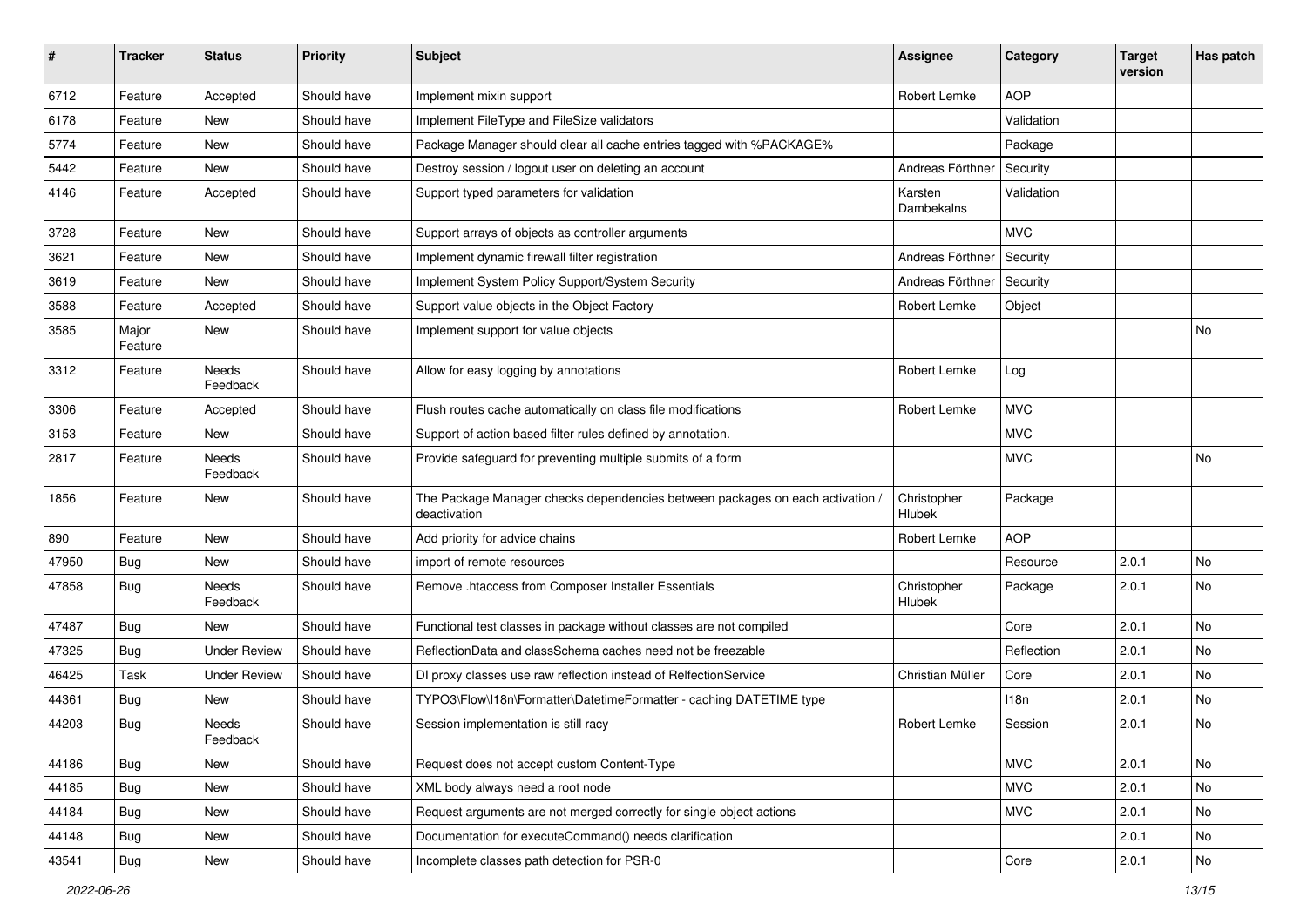| # | Tracker | Status | Priority | Subject | Assignee | Category | Target version | Has patch |
|---|---|---|---|---|---|---|---|---|
| 6712 | Feature | Accepted | Should have | Implement mixin support | Robert Lemke | AOP | | |
| 6178 | Feature | New | Should have | Implement FileType and FileSize validators | | Validation | | |
| 5774 | Feature | New | Should have | Package Manager should clear all cache entries tagged with %PACKAGE% | | Package | | |
| 5442 | Feature | New | Should have | Destroy session / logout user on deleting an account | Andreas Förthner | Security | | |
| 4146 | Feature | Accepted | Should have | Support typed parameters for validation | Karsten Dambekalns | Validation | | |
| 3728 | Feature | New | Should have | Support arrays of objects as controller arguments | | MVC | | |
| 3621 | Feature | New | Should have | Implement dynamic firewall filter registration | Andreas Förthner | Security | | |
| 3619 | Feature | New | Should have | Implement System Policy Support/System Security | Andreas Förthner | Security | | |
| 3588 | Feature | Accepted | Should have | Support value objects in the Object Factory | Robert Lemke | Object | | |
| 3585 | Major Feature | New | Should have | Implement support for value objects | | | | No |
| 3312 | Feature | Needs Feedback | Should have | Allow for easy logging by annotations | Robert Lemke | Log | | |
| 3306 | Feature | Accepted | Should have | Flush routes cache automatically on class file modifications | Robert Lemke | MVC | | |
| 3153 | Feature | New | Should have | Support of action based filter rules defined by annotation. | | MVC | | |
| 2817 | Feature | Needs Feedback | Should have | Provide safeguard for preventing multiple submits of a form | | MVC | | No |
| 1856 | Feature | New | Should have | The Package Manager checks dependencies between packages on each activation / deactivation | Christopher Hlubek | Package | | |
| 890 | Feature | New | Should have | Add priority for advice chains | Robert Lemke | AOP | | |
| 47950 | Bug | New | Should have | import of remote resources | | Resource | 2.0.1 | No |
| 47858 | Bug | Needs Feedback | Should have | Remove .htaccess from Composer Installer Essentials | Christopher Hlubek | Package | 2.0.1 | No |
| 47487 | Bug | New | Should have | Functional test classes in package without classes are not compiled | | Core | 2.0.1 | No |
| 47325 | Bug | Under Review | Should have | ReflectionData and classSchema caches need not be freezable | | Reflection | 2.0.1 | No |
| 46425 | Task | Under Review | Should have | DI proxy classes use raw reflection instead of RelfectionService | Christian Müller | Core | 2.0.1 | No |
| 44361 | Bug | New | Should have | TYPO3\Flow\I18n\Formatter\DatetimeFormatter - caching DATETIME type | | I18n | 2.0.1 | No |
| 44203 | Bug | Needs Feedback | Should have | Session implementation is still racy | Robert Lemke | Session | 2.0.1 | No |
| 44186 | Bug | New | Should have | Request does not accept custom Content-Type | | MVC | 2.0.1 | No |
| 44185 | Bug | New | Should have | XML body always need a root node | | MVC | 2.0.1 | No |
| 44184 | Bug | New | Should have | Request arguments are not merged correctly for single object actions | | MVC | 2.0.1 | No |
| 44148 | Bug | New | Should have | Documentation for executeCommand() needs clarification | | | 2.0.1 | No |
| 43541 | Bug | New | Should have | Incomplete classes path detection for PSR-0 | | Core | 2.0.1 | No |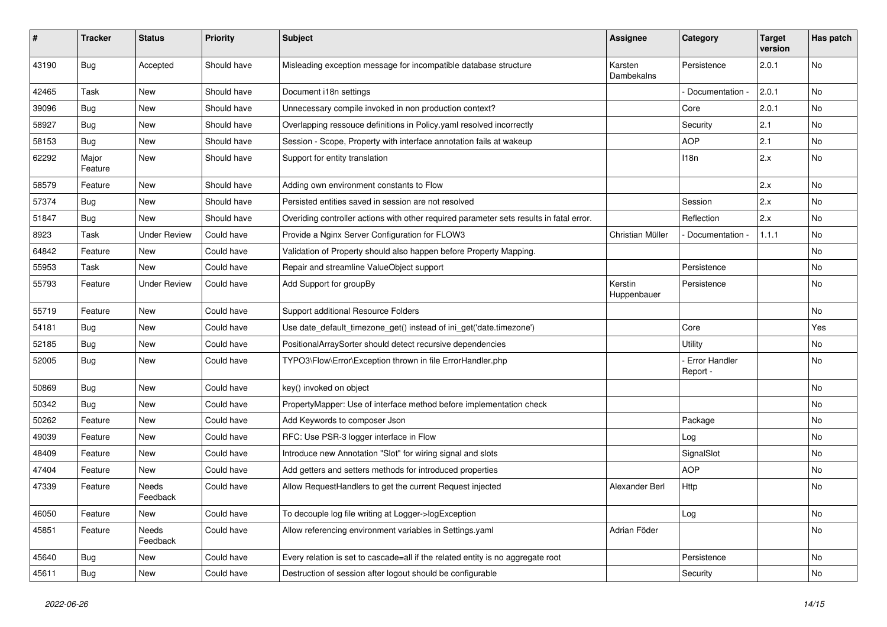| # | Tracker | Status | Priority | Subject | Assignee | Category | Target version | Has patch |
|---|---|---|---|---|---|---|---|---|
| 43190 | Bug | Accepted | Should have | Misleading exception message for incompatible database structure | Karsten Dambekalns | Persistence | 2.0.1 | No |
| 42465 | Task | New | Should have | Document i18n settings | | - Documentation - | 2.0.1 | No |
| 39096 | Bug | New | Should have | Unnecessary compile invoked in non production context? | | Core | 2.0.1 | No |
| 58927 | Bug | New | Should have | Overlapping ressouce definitions in Policy.yaml resolved incorrectly | | Security | 2.1 | No |
| 58153 | Bug | New | Should have | Session - Scope, Property with interface annotation fails at wakeup | | AOP | 2.1 | No |
| 62292 | Major Feature | New | Should have | Support for entity translation | | I18n | 2.x | No |
| 58579 | Feature | New | Should have | Adding own environment constants to Flow | | | 2.x | No |
| 57374 | Bug | New | Should have | Persisted entities saved in session are not resolved | | Session | 2.x | No |
| 51847 | Bug | New | Should have | Overiding controller actions with other required parameter sets results in fatal error. | | Reflection | 2.x | No |
| 8923 | Task | Under Review | Could have | Provide a Nginx Server Configuration for FLOW3 | Christian Müller | - Documentation - | 1.1.1 | No |
| 64842 | Feature | New | Could have | Validation of Property should also happen before Property Mapping. | | | | No |
| 55953 | Task | New | Could have | Repair and streamline ValueObject support | | Persistence | | No |
| 55793 | Feature | Under Review | Could have | Add Support for groupBy | Kerstin Huppenbauer | Persistence | | No |
| 55719 | Feature | New | Could have | Support additional Resource Folders | | | | No |
| 54181 | Bug | New | Could have | Use date_default_timezone_get() instead of ini_get('date.timezone') | | Core | | Yes |
| 52185 | Bug | New | Could have | PositionalArraySorter should detect recursive dependencies | | Utility | | No |
| 52005 | Bug | New | Could have | TYPO3\Flow\Error\Exception thrown in file ErrorHandler.php | | - Error Handler Report - | | No |
| 50869 | Bug | New | Could have | key() invoked on object | | | | No |
| 50342 | Bug | New | Could have | PropertyMapper: Use of interface method before implementation check | | | | No |
| 50262 | Feature | New | Could have | Add Keywords to composer Json | | Package | | No |
| 49039 | Feature | New | Could have | RFC: Use PSR-3 logger interface in Flow | | Log | | No |
| 48409 | Feature | New | Could have | Introduce new Annotation "Slot" for wiring signal and slots | | SignalSlot | | No |
| 47404 | Feature | New | Could have | Add getters and setters methods for introduced properties | | AOP | | No |
| 47339 | Feature | Needs Feedback | Could have | Allow RequestHandlers to get the current Request injected | Alexander Berl | Http | | No |
| 46050 | Feature | New | Could have | To decouple log file writing at Logger->logException | | Log | | No |
| 45851 | Feature | Needs Feedback | Could have | Allow referencing environment variables in Settings.yaml | Adrian Föder | | | No |
| 45640 | Bug | New | Could have | Every relation is set to cascade=all if the related entity is no aggregate root | | Persistence | | No |
| 45611 | Bug | New | Could have | Destruction of session after logout should be configurable | | Security | | No |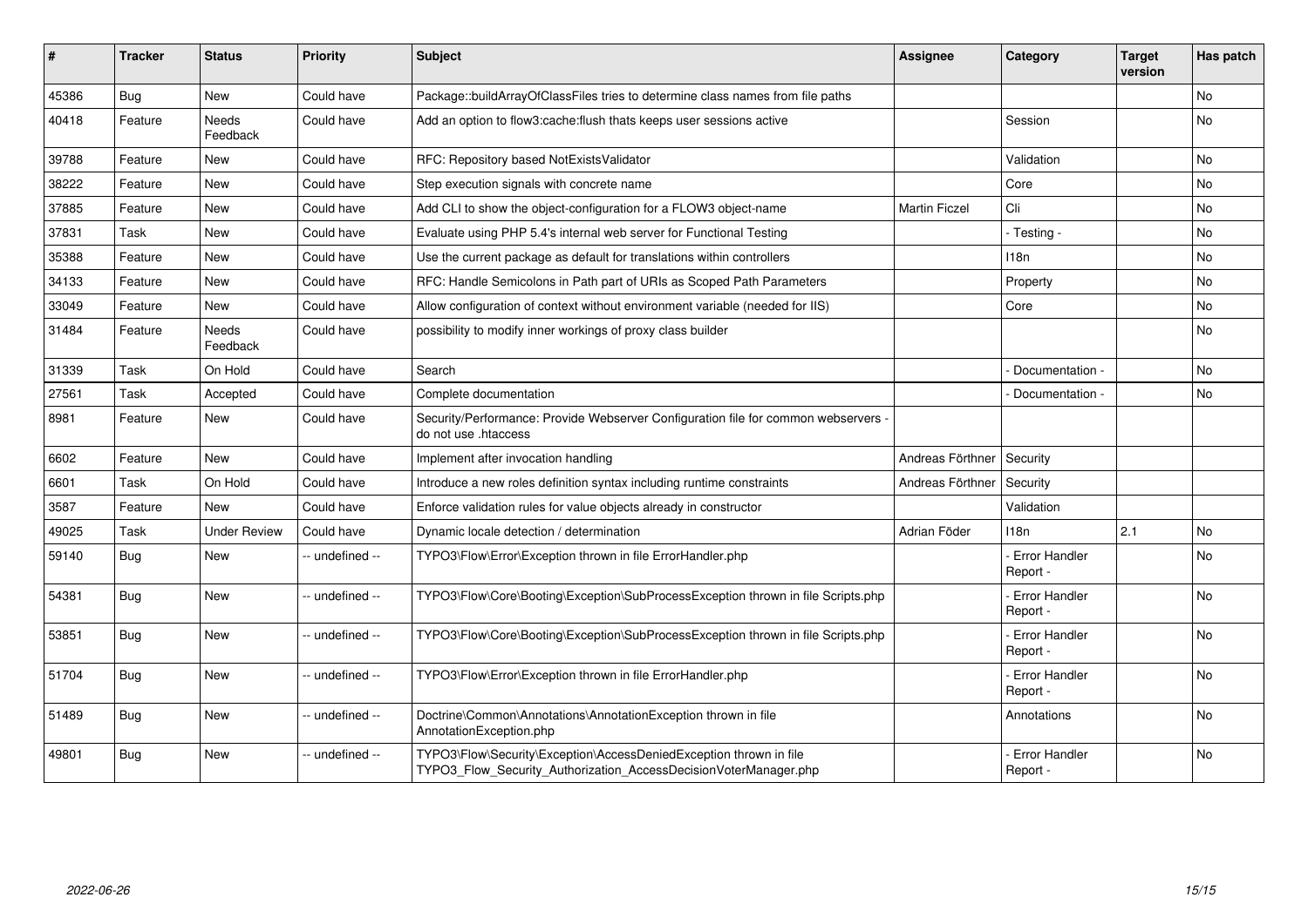| # | Tracker | Status | Priority | Subject | Assignee | Category | Target version | Has patch |
|---|---|---|---|---|---|---|---|---|
| 45386 | Bug | New | Could have | Package::buildArrayOfClassFiles tries to determine class names from file paths | | | | No |
| 40418 | Feature | Needs Feedback | Could have | Add an option to flow3:cache:flush thats keeps user sessions active | | Session | | No |
| 39788 | Feature | New | Could have | RFC: Repository based NotExistsValidator | | Validation | | No |
| 38222 | Feature | New | Could have | Step execution signals with concrete name | | Core | | No |
| 37885 | Feature | New | Could have | Add CLI to show the object-configuration for a FLOW3 object-name | Martin Ficzel | Cli | | No |
| 37831 | Task | New | Could have | Evaluate using PHP 5.4's internal web server for Functional Testing | | - Testing - | | No |
| 35388 | Feature | New | Could have | Use the current package as default for translations within controllers | | I18n | | No |
| 34133 | Feature | New | Could have | RFC: Handle Semicolons in Path part of URIs as Scoped Path Parameters | | Property | | No |
| 33049 | Feature | New | Could have | Allow configuration of context without environment variable (needed for IIS) | | Core | | No |
| 31484 | Feature | Needs Feedback | Could have | possibility to modify inner workings of proxy class builder | | | | No |
| 31339 | Task | On Hold | Could have | Search | | - Documentation - | | No |
| 27561 | Task | Accepted | Could have | Complete documentation | | - Documentation - | | No |
| 8981 | Feature | New | Could have | Security/Performance: Provide Webserver Configuration file for common webservers - do not use .htaccess | | | | |
| 6602 | Feature | New | Could have | Implement after invocation handling | Andreas Förthner | Security | | |
| 6601 | Task | On Hold | Could have | Introduce a new roles definition syntax including runtime constraints | Andreas Förthner | Security | | |
| 3587 | Feature | New | Could have | Enforce validation rules for value objects already in constructor | | Validation | | |
| 49025 | Task | Under Review | Could have | Dynamic locale detection / determination | Adrian Föder | I18n | 2.1 | No |
| 59140 | Bug | New | -- undefined -- | TYPO3\Flow\Error\Exception thrown in file ErrorHandler.php | | - Error Handler Report - | | No |
| 54381 | Bug | New | -- undefined -- | TYPO3\Flow\Core\Booting\Exception\SubProcessException thrown in file Scripts.php | | - Error Handler Report - | | No |
| 53851 | Bug | New | -- undefined -- | TYPO3\Flow\Core\Booting\Exception\SubProcessException thrown in file Scripts.php | | - Error Handler Report - | | No |
| 51704 | Bug | New | -- undefined -- | TYPO3\Flow\Error\Exception thrown in file ErrorHandler.php | | - Error Handler Report - | | No |
| 51489 | Bug | New | -- undefined -- | Doctrine\Common\Annotations\AnnotationException thrown in file AnnotationException.php | | Annotations | | No |
| 49801 | Bug | New | -- undefined -- | TYPO3\Flow\Security\Exception\AccessDeniedException thrown in file TYPO3_Flow_Security_Authorization_AccessDecisionVoterManager.php | | - Error Handler Report - | | No |